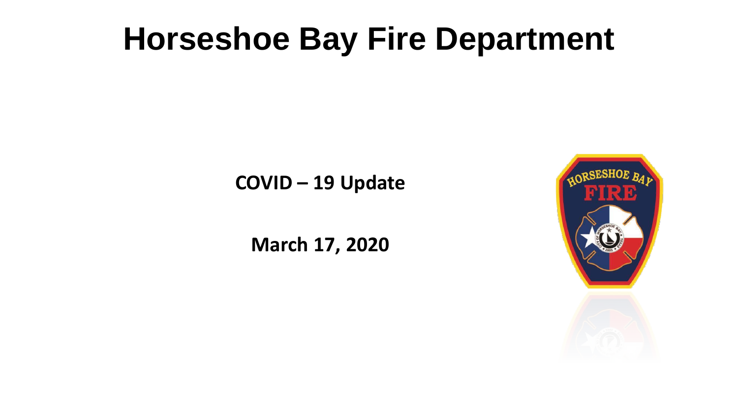# Horseshoe Bay Fire Department

**COVID – 19 Update**

**March 17, 2020**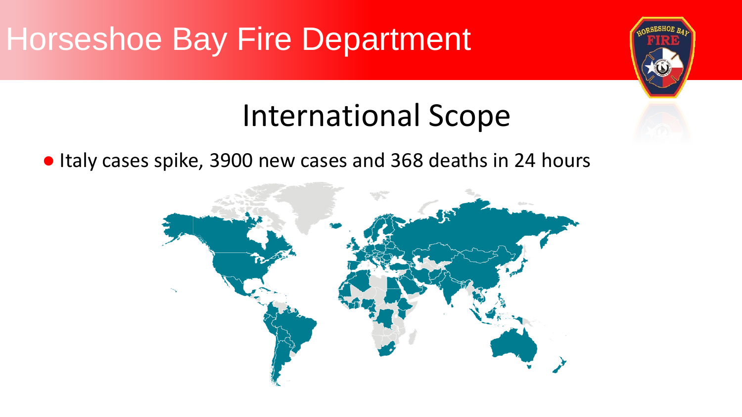# Horseshoe Bay Fire Department

## International Scope

- Italy cases spike, 3900 new cases and 368 deaths in 24 hours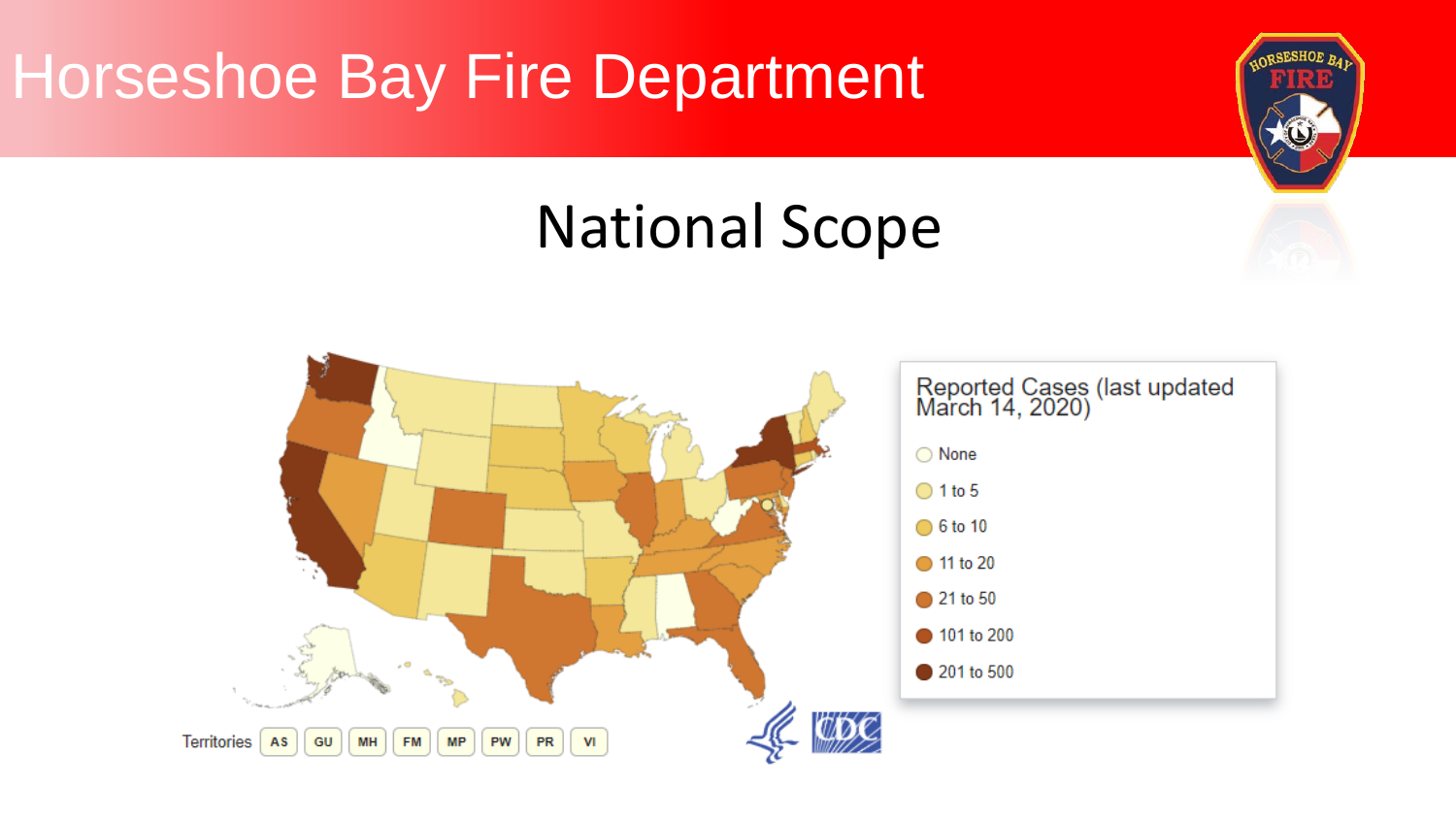# Horseshoe Bay Fire Department

## National Scope

Reported Cases (last updated March 14, 2020)

- None
- 1 to 5
- 6 to 10
- 11 to 20
- 21 to 50
- 101 to 200
- 201 to 500

Territories AS GU MH FM MP PW PR VI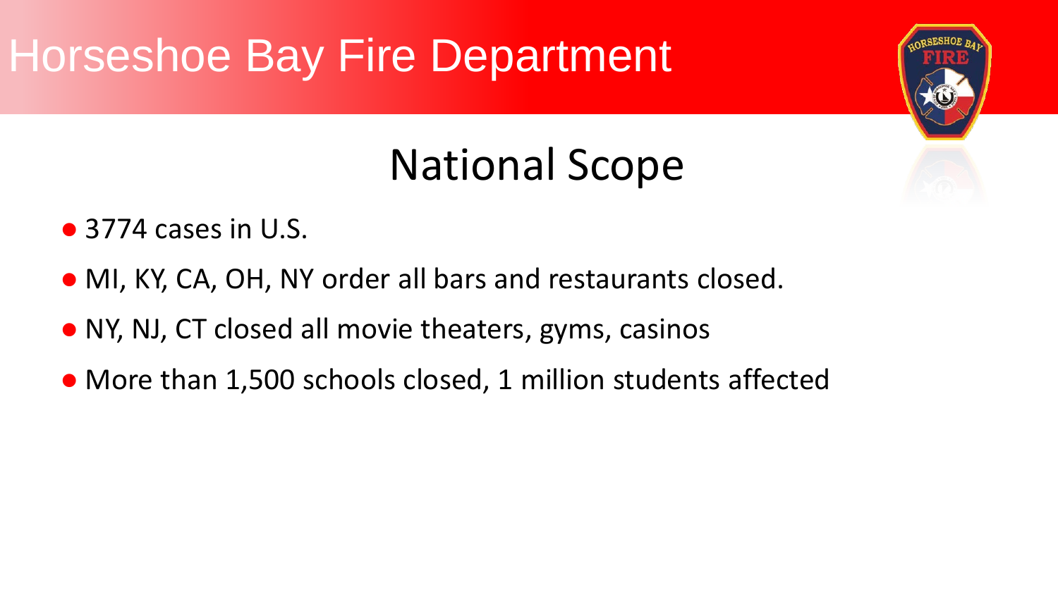# Horseshoe Bay Fire Department

## National Scope

- 3774 cases in U.S.
- MI, KY, CA, OH, NY order all bars and restaurants closed.
- NY, NJ, CT closed all movie theaters, gyms, casinos
- More than 1,500 schools closed, 1 million students affected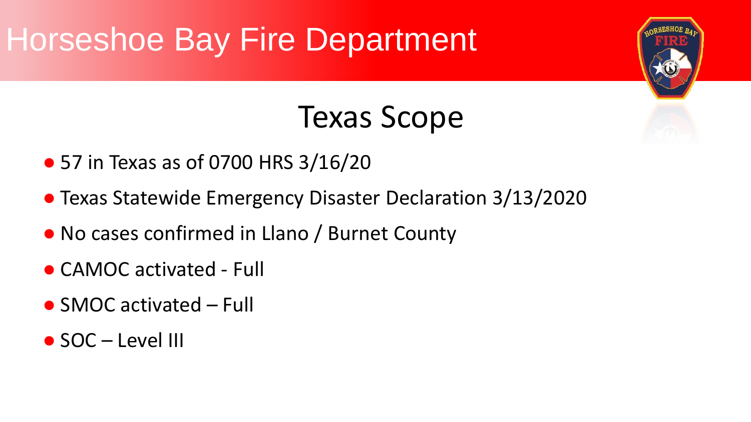# Horseshoe Bay Fire Department

## Texas Scope

- 57 in Texas as of 0700 HRS 3/16/20
- Texas Statewide Emergency Disaster Declaration 3/13/2020
- No cases confirmed in Llano / Burnet County
- CAMOC activated - Full
- SMOC activated – Full
- SOC – Level III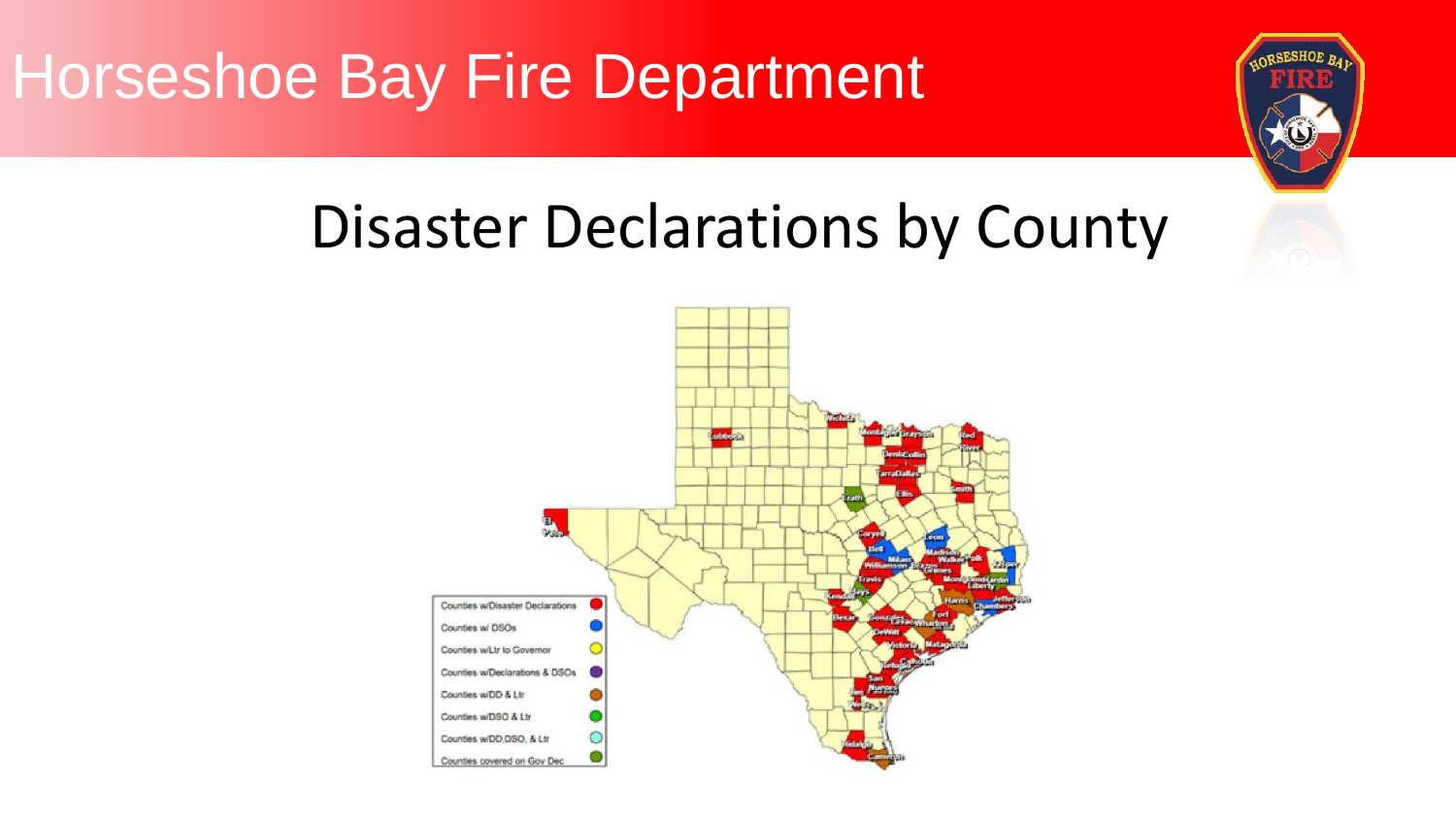# Horseshoe Bay Fire Department

## Disaster Declarations by County

Counties w/Disaster Declarations

Counties w/ DSOs

Counties w/Ltr to Governor

Counties w/Declarations & DSOs

Counties w/DD & Ltr

Counties w/DSO & Ltr

Counties w/DD,DSO, & Ltr

Counties covered on Gov Dec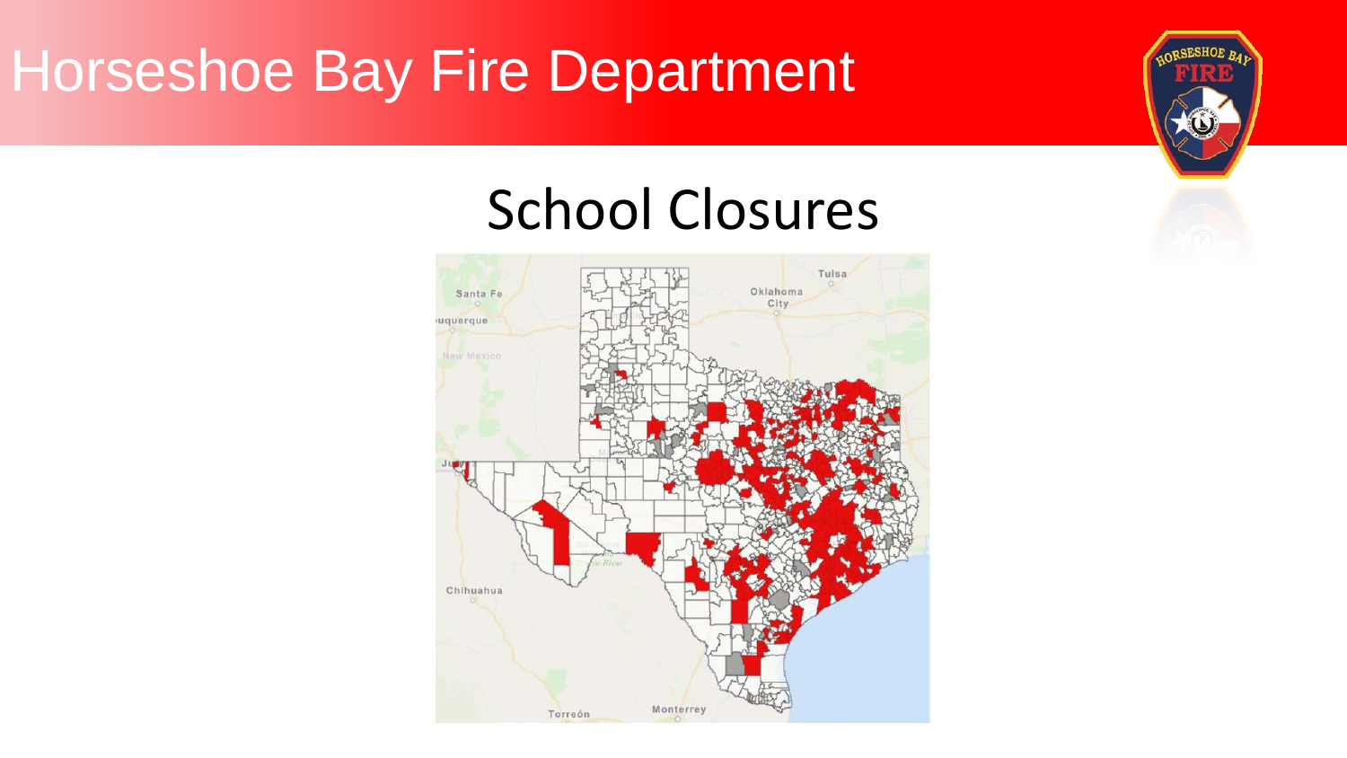# Horseshoe Bay Fire Department

## School Closures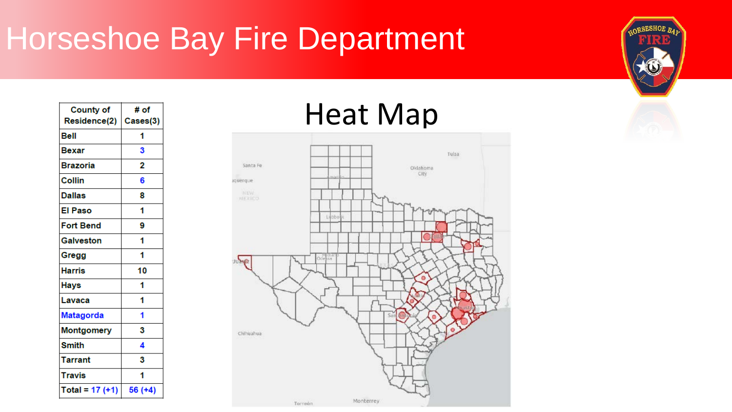# Horseshoe Bay Fire Department

| County of Residence(2) | # of Cases(3) |
| --- | --- |
| Bell | 1 |
| Bexar | 3 |
| Brazoria | 2 |
| Collin | 6 |
| Dallas | 8 |
| El Paso | 1 |
| Fort Bend | 9 |
| Galveston | 1 |
| Gregg | 1 |
| Harris | 10 |
| Hays | 1 |
| Lavaca | 1 |
| Matagorda | 1 |
| Montgomery | 3 |
| Smith | 4 |
| Tarrant | 3 |
| Travis | 1 |
| Total = 17 (+1) | 56 (+4) |

## Heat Map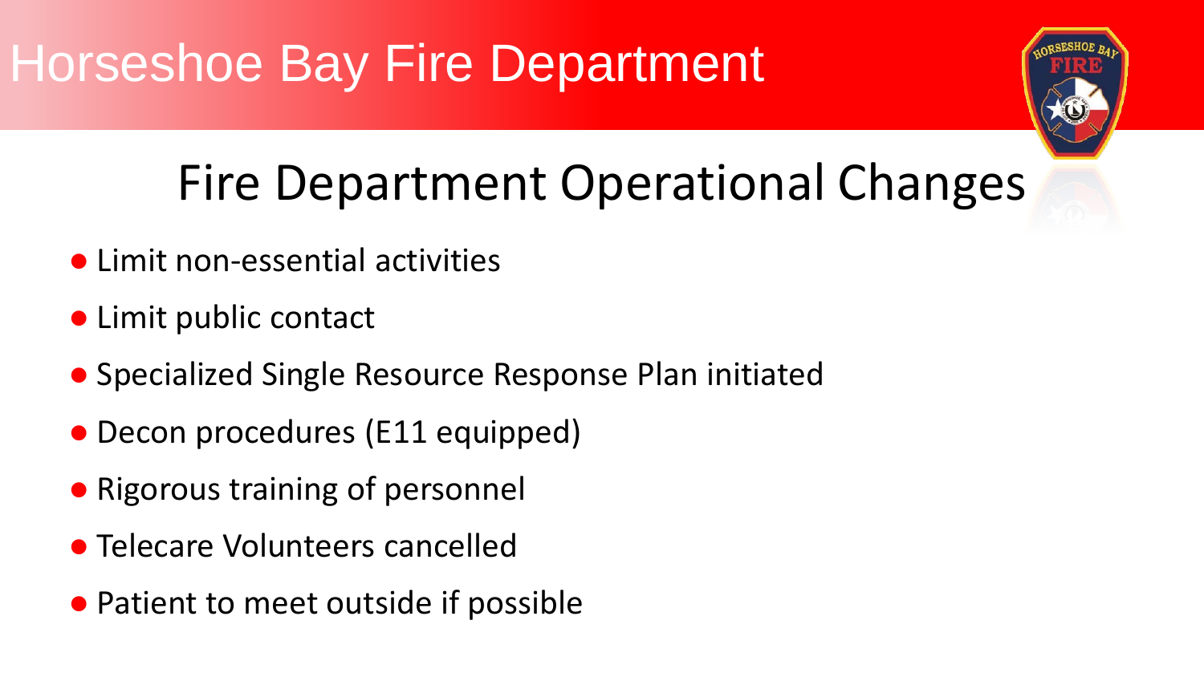# Horseshoe Bay Fire Department

## Fire Department Operational Changes

- Limit non-essential activities
- Limit public contact
- Specialized Single Resource Response Plan initiated
- Decon procedures (E11 equipped)
- Rigorous training of personnel
- Telecare Volunteers cancelled
- Patient to meet outside if possible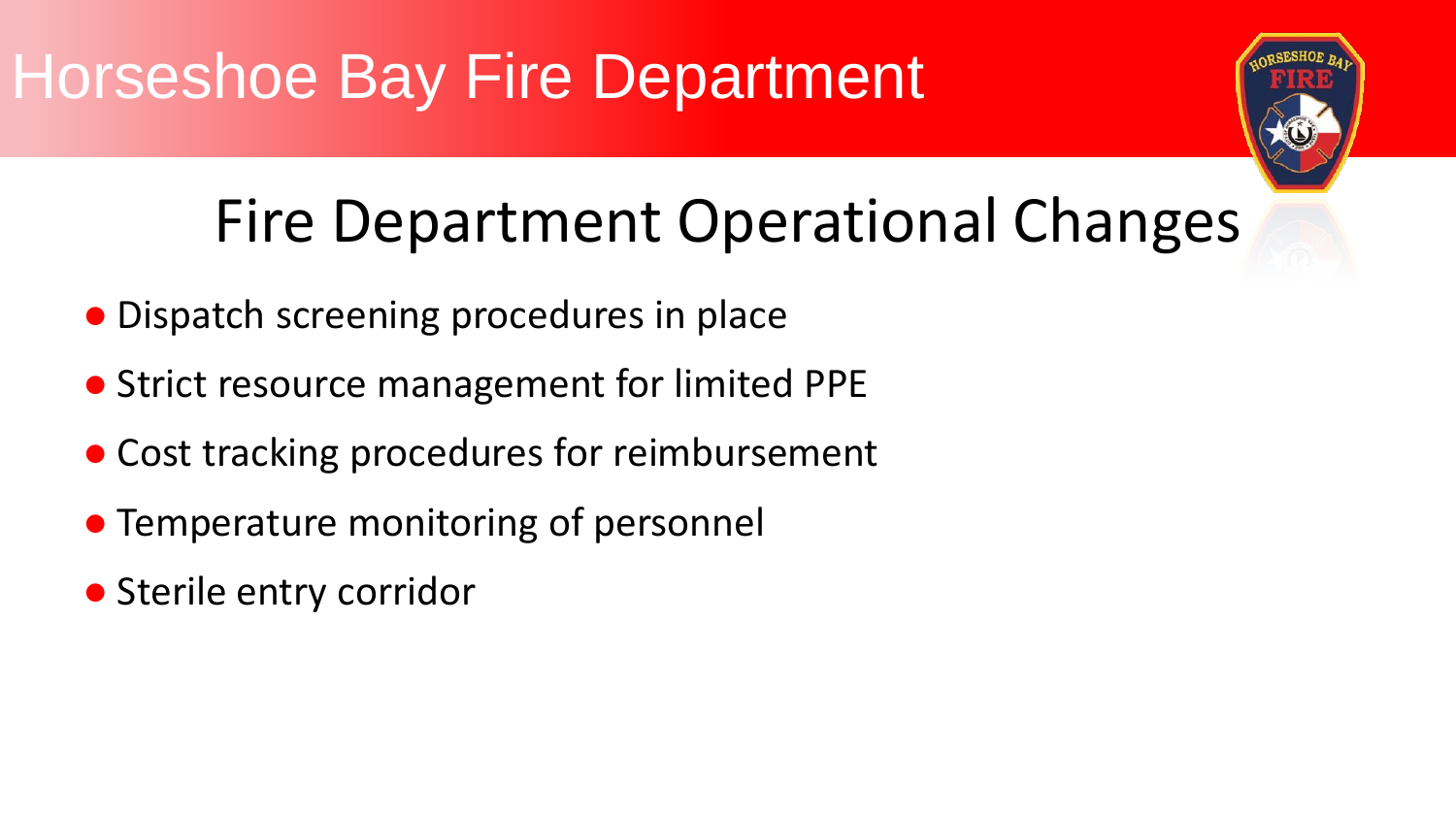# Horseshoe Bay Fire Department

## Fire Department Operational Changes

- Dispatch screening procedures in place
- Strict resource management for limited PPE
- Cost tracking procedures for reimbursement
- Temperature monitoring of personnel
- Sterile entry corridor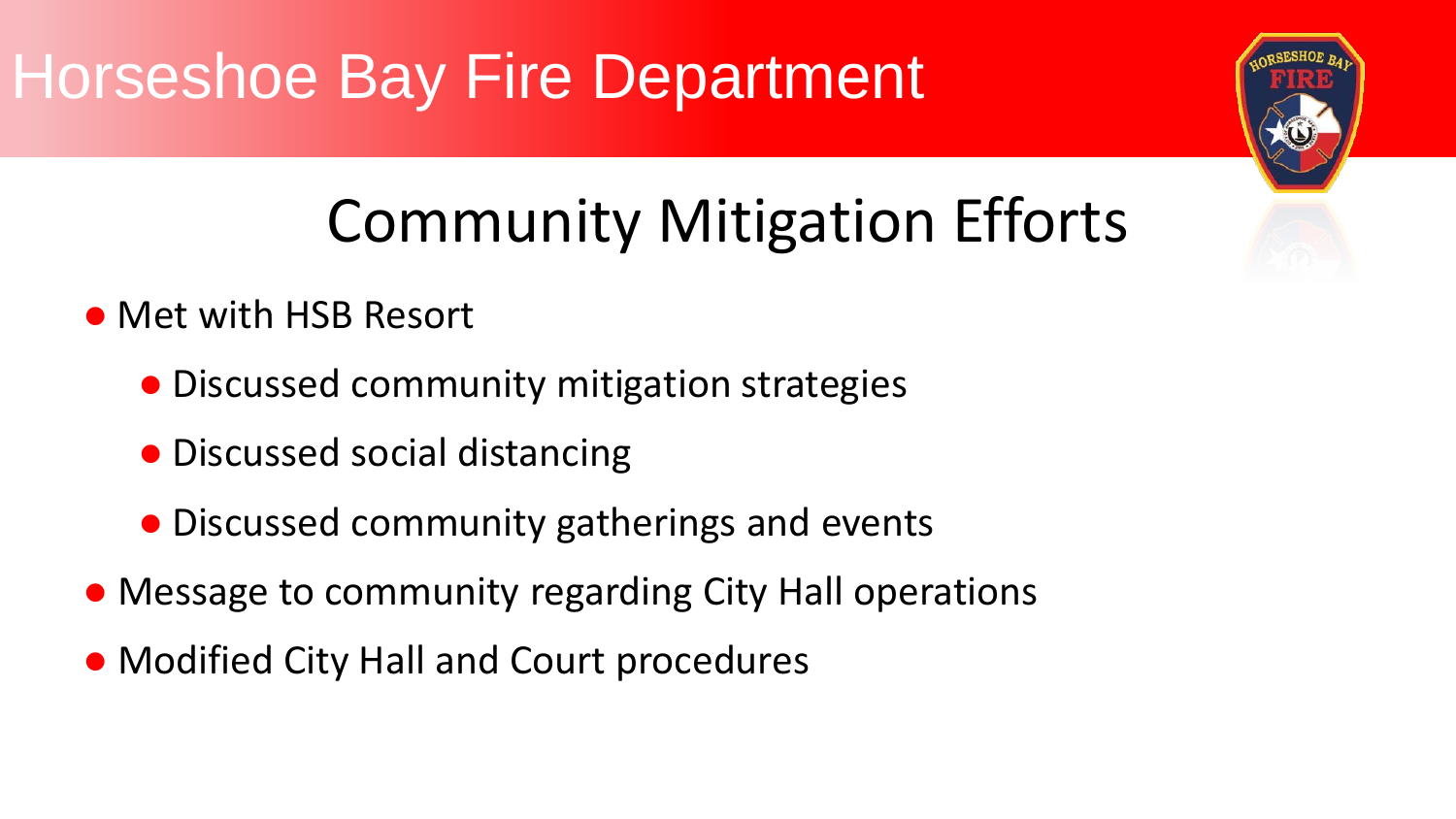# Horseshoe Bay Fire Department

## Community Mitigation Efforts

- Met with HSB Resort
  - Discussed community mitigation strategies
  - Discussed social distancing
  - Discussed community gatherings and events
- Message to community regarding City Hall operations
- Modified City Hall and Court procedures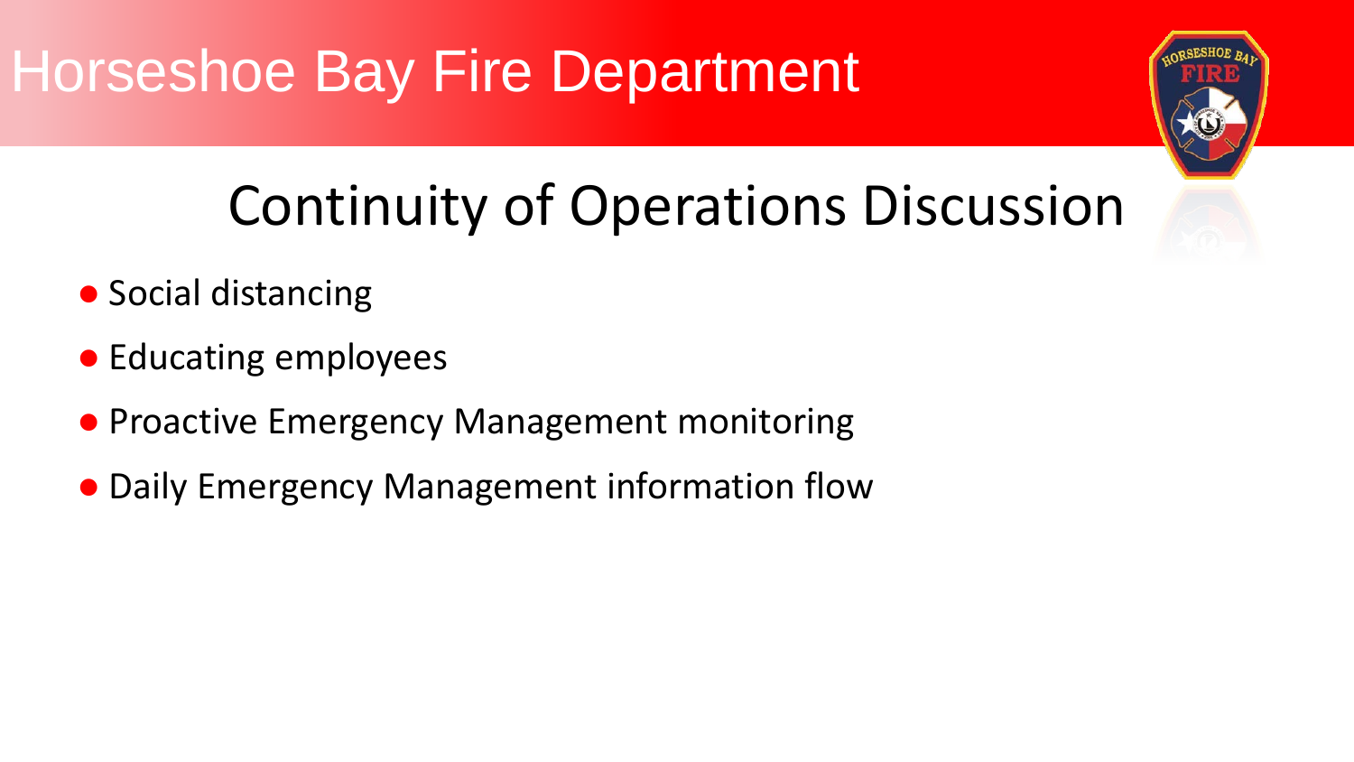# Horseshoe Bay Fire Department

## Continuity of Operations Discussion

- Social distancing
- Educating employees
- Proactive Emergency Management monitoring
- Daily Emergency Management information flow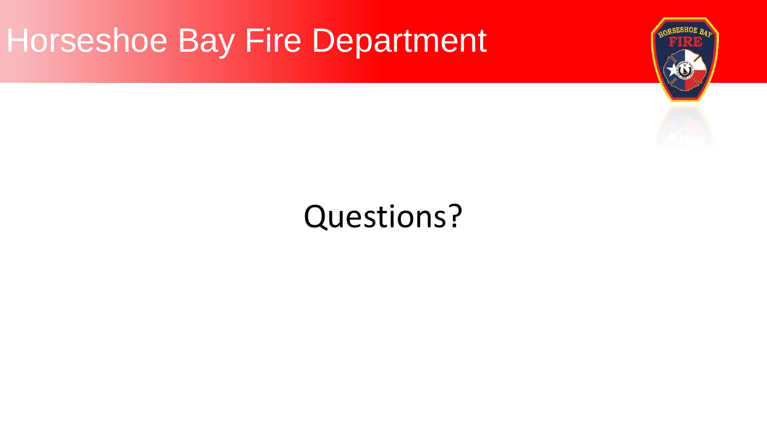# Horseshoe Bay Fire Department

Questions?